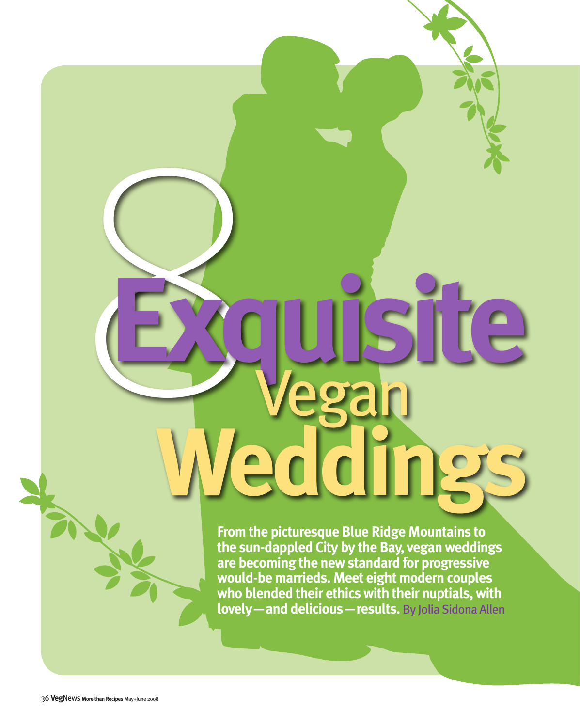# 8 Exquisite Vegan Weddings

**From the picturesque Blue Ridge Mountains to the sun-dappled City by the Bay, vegan weddings are becoming the new standard for progressive would-be marrieds. Meet eight modern couples who blended their ethics with their nuptials, with lovely—and delicious—results.** By Jolia Sidona Allen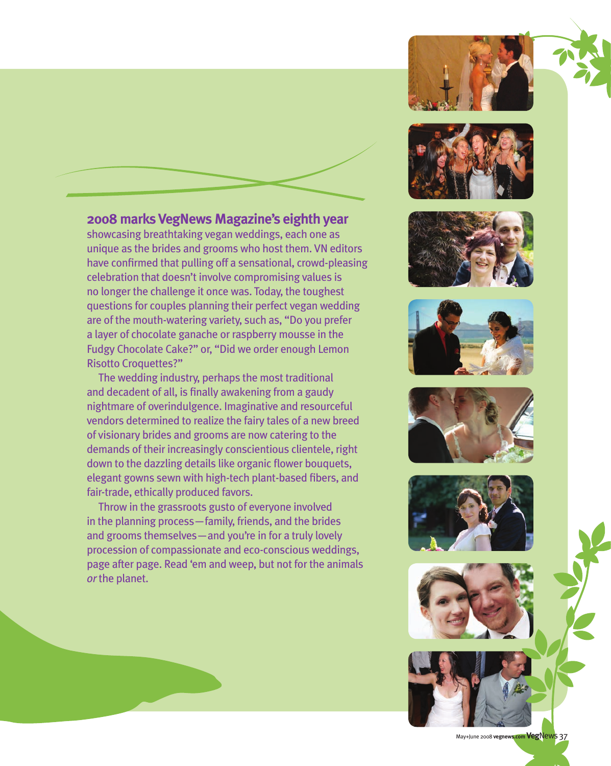**2008 marks VegNews Magazine's eighth year** showcasing breathtaking vegan weddings, each one as unique as the brides and grooms who host them. VN editors have confirmed that pulling off a sensational, crowd-pleasing celebration that doesn't involve compromising values is no longer the challenge it once was. Today, the toughest questions for couples planning their perfect vegan wedding are of the mouth-watering variety, such as, "Do you prefer a layer of chocolate ganache or raspberry mousse in the Fudgy Chocolate Cake?" or, "Did we order enough Lemon Risotto Croquettes?"

The wedding industry, perhaps the most traditional and decadent of all, is finally awakening from a gaudy nightmare of overindulgence. Imaginative and resourceful vendors determined to realize the fairy tales of a new breed of visionary brides and grooms are now catering to the demands of their increasingly conscientious clientele, right down to the dazzling details like organic flower bouquets, elegant gowns sewn with high-tech plant-based fibers, and fair-trade, ethically produced favors.

Throw in the grassroots gusto of everyone involved in the planning process—family, friends, and the brides and grooms themselves—and you're in for a truly lovely procession of compassionate and eco-conscious weddings, page after page. Read 'em and weep, but not for the animals *or* the planet.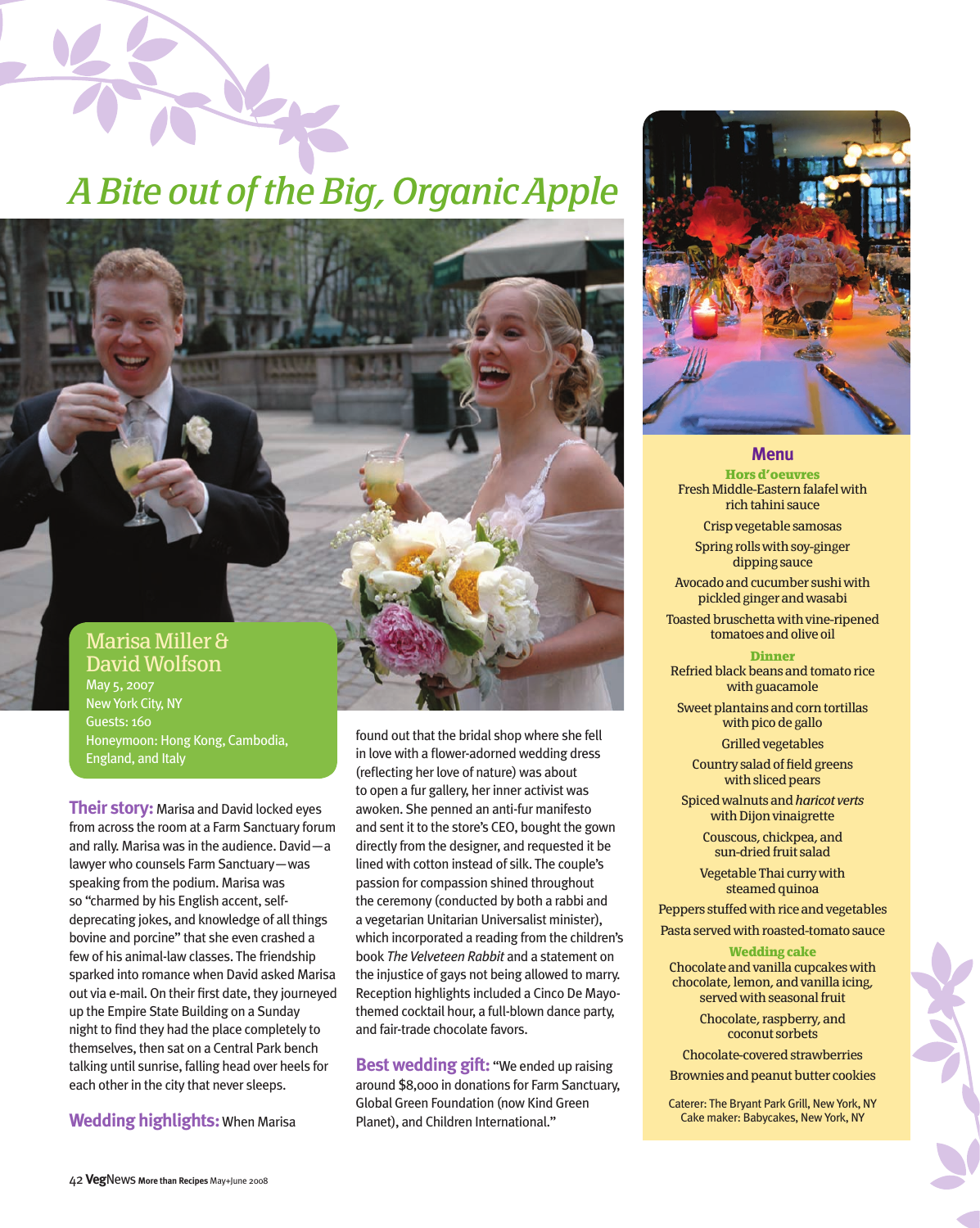# A Bite out of the Big, Organic Apple

## Marisa Miller & David Wolfson

May 5, 2007
New York City, NY
Guests: 160
Honeymoon: Hong Kong, Cambodia, England, and Italy

**Their story:** Marisa and David locked eyes from across the room at a Farm Sanctuary forum and rally. Marisa was in the audience. David—a lawyer who counsels Farm Sanctuary—was speaking from the podium. Marisa was so "charmed by his English accent, self-deprecating jokes, and knowledge of all things bovine and porcine" that she even crashed a few of his animal-law classes. The friendship sparked into romance when David asked Marisa out via e-mail. On their first date, they journeyed up the Empire State Building on a Sunday night to find they had the place completely to themselves, then sat on a Central Park bench talking until sunrise, falling head over heels for each other in the city that never sleeps.

**Wedding highlights:** When Marisa found out that the bridal shop where she fell in love with a flower-adorned wedding dress (reflecting her love of nature) was about to open a fur gallery, her inner activist was awoken. She penned an anti-fur manifesto and sent it to the store's CEO, bought the gown directly from the designer, and requested it be lined with cotton instead of silk. The couple's passion for compassion shined throughout the ceremony (conducted by both a rabbi and a vegetarian Unitarian Universalist minister), which incorporated a reading from the children's book *The Velveteen Rabbit* and a statement on the injustice of gays not being allowed to marry. Reception highlights included a Cinco De Mayo-themed cocktail hour, a full-blown dance party, and fair-trade chocolate favors.

**Best wedding gift:** "We ended up raising around $8,000 in donations for Farm Sanctuary, Global Green Foundation (now Kind Green Planet), and Children International."

### Menu

**Hors d'oeuvres**

Fresh Middle-Eastern falafel with rich tahini sauce

Crisp vegetable samosas

Spring rolls with soy-ginger dipping sauce

Avocado and cucumber sushi with pickled ginger and wasabi

Toasted bruschetta with vine-ripened tomatoes and olive oil

**Dinner**

Refried black beans and tomato rice with guacamole

Sweet plantains and corn tortillas with pico de gallo

Grilled vegetables

Country salad of field greens with sliced pears

Spiced walnuts and *haricot verts* with Dijon vinaigrette

Couscous, chickpea, and sun-dried fruit salad

Vegetable Thai curry with steamed quinoa

Peppers stuffed with rice and vegetables

Pasta served with roasted-tomato sauce

**Wedding cake**

Chocolate and vanilla cupcakes with chocolate, lemon, and vanilla icing, served with seasonal fruit

Chocolate, raspberry, and coconut sorbets

Chocolate-covered strawberries

Brownies and peanut butter cookies

Caterer: The Bryant Park Grill, New York, NY
Cake maker: Babycakes, New York, NY